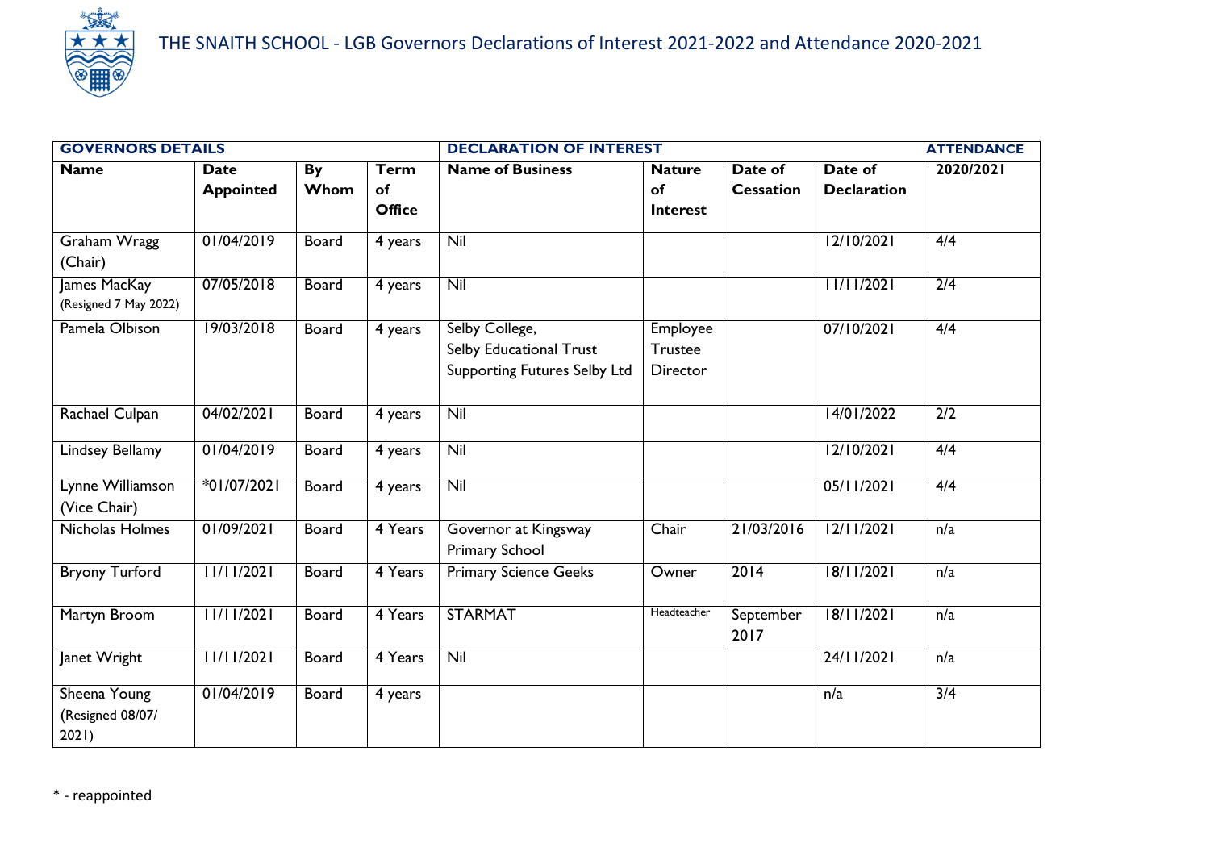# THE SNAITH SCHOOL - LGB Governors Declarations of Interest 2021-2022 and Attendance 2020-2021

| GOVERNORS DETAILS | | | | DECLARATION OF INTEREST | | | | ATTENDANCE |
|---|---|---|---|---|---|---|---|---|
| **Name** | **Date Appointed** | **By Whom** | **Term of Office** | **Name of Business** | **Nature of Interest** | **Date of Cessation** | **Date of Declaration** | **2020/2021** |
| Graham Wragg (Chair) | 01/04/2019 | Board | 4 years | Nil | | | 12/10/2021 | 4/4 |
| James MacKay (Resigned 7 May 2022) | 07/05/2018 | Board | 4 years | Nil | | | 11/11/2021 | 2/4 |
| Pamela Olbison | 19/03/2018 | Board | 4 years | Selby College, Selby Educational Trust Supporting Futures Selby Ltd | Employee Trustee Director | | 07/10/2021 | 4/4 |
| Rachael Culpan | 04/02/2021 | Board | 4 years | Nil | | | 14/01/2022 | 2/2 |
| Lindsey Bellamy | 01/04/2019 | Board | 4 years | Nil | | | 12/10/2021 | 4/4 |
| Lynne Williamson (Vice Chair) | *01/07/2021 | Board | 4 years | Nil | | | 05/11/2021 | 4/4 |
| Nicholas Holmes | 01/09/2021 | Board | 4 Years | Governor at Kingsway Primary School | Chair | 21/03/2016 | 12/11/2021 | n/a |
| Bryony Turford | 11/11/2021 | Board | 4 Years | Primary Science Geeks | Owner | 2014 | 18/11/2021 | n/a |
| Martyn Broom | 11/11/2021 | Board | 4 Years | STARMAT | Headteacher | September 2017 | 18/11/2021 | n/a |
| Janet Wright | 11/11/2021 | Board | 4 Years | Nil | | | 24/11/2021 | n/a |
| Sheena Young (Resigned 08/07/2021) | 01/04/2019 | Board | 4 years | | | | n/a | 3/4 |

* - reappointed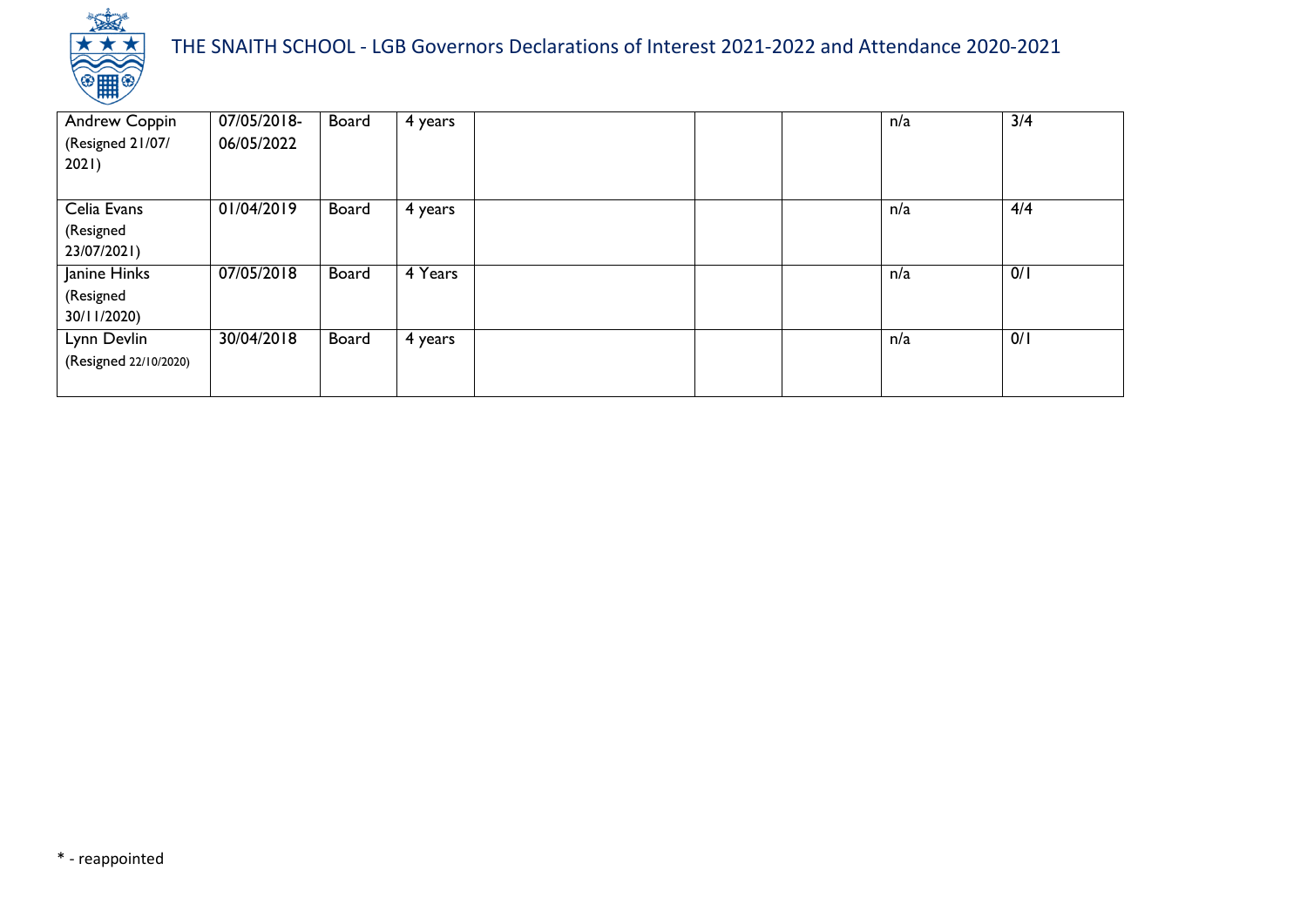# THE SNAITH SCHOOL - LGB Governors Declarations of Interest 2021-2022 and Attendance 2020-2021

| | | | | | | | | |
|---|---|---|---|---|---|---|---|---|
| Andrew Coppin (Resigned 21/07/ 2021) | 07/05/2018-06/05/2022 | Board | 4 years | | | | n/a | 3/4 |
| Celia Evans (Resigned 23/07/2021) | 01/04/2019 | Board | 4 years | | | | n/a | 4/4 |
| Janine Hinks (Resigned 30/11/2020) | 07/05/2018 | Board | 4 Years | | | | n/a | 0/1 |
| Lynn Devlin (Resigned 22/10/2020) | 30/04/2018 | Board | 4 years | | | | n/a | 0/1 |

* - reappointed